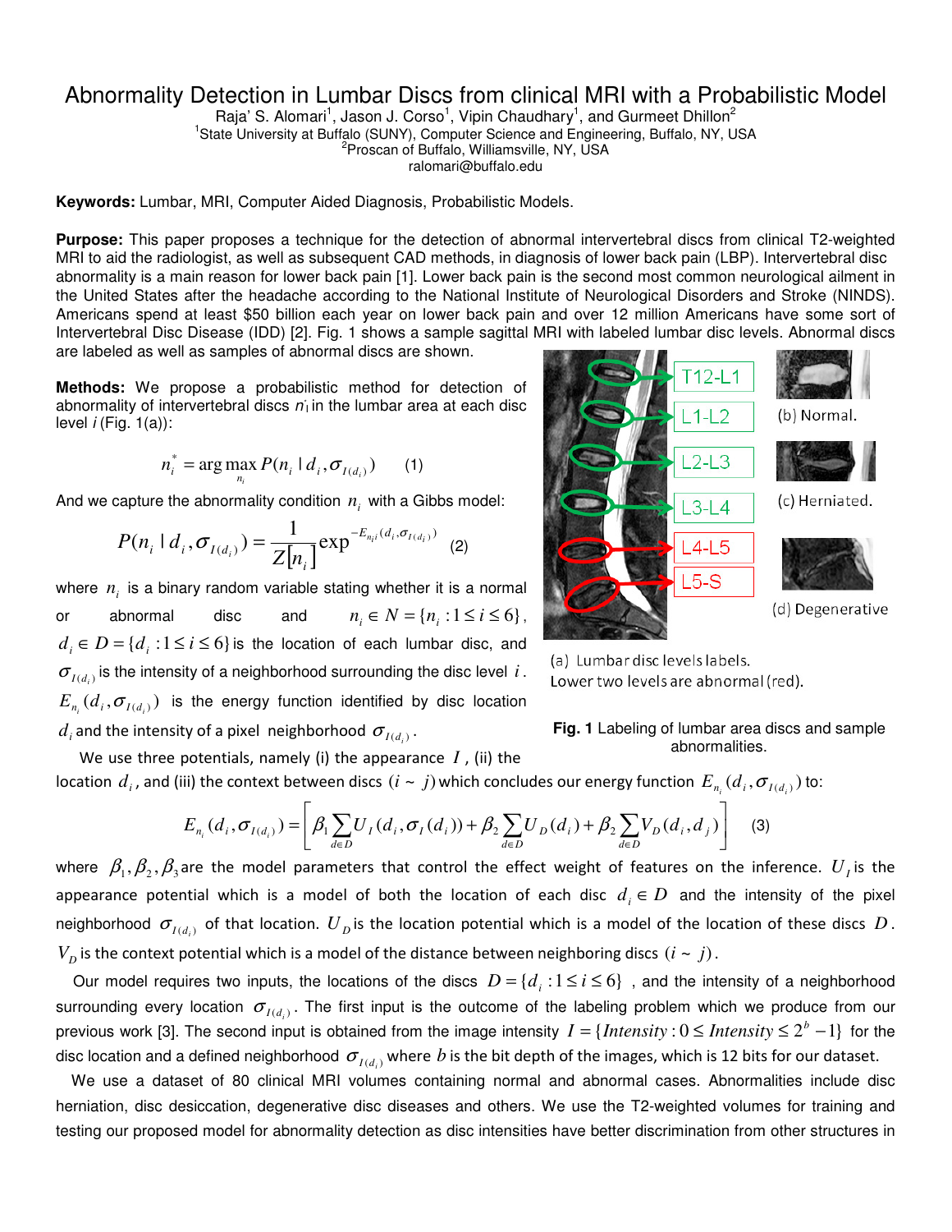# Abnormality Detection in Lumbar Discs from clinical MRI with a Probabilistic Model

Raja' S. Alomari[1], Jason J. Corso[1], Vipin Chaudhary[1], and Gurmeet Dhillon[2]

[1]State University at Buffalo (SUNY), Computer Science and Engineering, Buffalo, NY, USA

[2]Proscan of Buffalo, Williamsville, NY, USA

ralomari@buffalo.edu

**Keywords:** Lumbar, MRI, Computer Aided Diagnosis, Probabilistic Models.

**Purpose:** This paper proposes a technique for the detection of abnormal intervertebral discs from clinical T2-weighted MRI to aid the radiologist, as well as subsequent CAD methods, in diagnosis of lower back pain (LBP). Intervertebral disc abnormality is a main reason for lower back pain [1]. Lower back pain is the second most common neurological ailment in the United States after the headache according to the National Institute of Neurological Disorders and Stroke (NINDS). Americans spend at least $50 billion each year on lower back pain and over 12 million Americans have some sort of Intervertebral Disc Disease (IDD) [2]. Fig. 1 shows a sample sagittal MRI with labeled lumbar disc levels. Abnormal discs are labeled as well as samples of abnormal discs are shown.

**Methods:** We propose a probabilistic method for detection of abnormality of intervertebral discs $n_i$ in the lumbar area at each disc level $i$ (Fig. 1(a)):

$$n_i^* = \arg\max_{n_i} P(n_i \mid d_i, \sigma_{I(d_i)}) \qquad (1)$$

And we capture the abnormality condition $n_i$ with a Gibbs model:

$$P(n_i \mid d_i, \sigma_{I(d_i)}) = \frac{1}{Z[n_i]} \exp^{-E_{n_i i}(d_i, \sigma_{I(d_i)})} \qquad (2)$$

where $n_i$ is a binary random variable stating whether it is a normal or abnormal disc and $n_i \in N = \{n_i : 1 \le i \le 6\}$, $d_i \in D = \{d_i : 1 \le i \le 6\}$ is the location of each lumbar disc, and $\sigma_{I(d_i)}$ is the intensity of a neighborhood surrounding the disc level $i$. $E_{n_i}(d_i, \sigma_{I(d_i)})$ is the energy function identified by disc location $d_i$ and the intensity of a pixel neighborhood $\sigma_{I(d_i)}$.

(a) Lumbar disc levels labels. Lower two levels are abnormal (red).

(b) Normal. (c) Herniated. (d) Degenerative

**Fig. 1** Labeling of lumbar area discs and sample abnormalities.

We use three potentials, namely (i) the appearance $I$, (ii) the location $d_i$, and (iii) the context between discs $(i \sim j)$ which concludes our energy function $E_{n_i}(d_i, \sigma_{I(d_i)})$ to:

$$E_{n_i}(d_i, \sigma_{I(d_i)}) = \left[ \beta_1 \sum_{d \in D} U_I(d_i, \sigma_I(d_i)) + \beta_2 \sum_{d \in D} U_D(d_i) + \beta_2 \sum_{d \in D} V_D(d_i, d_j) \right] \qquad (3)$$

where $\beta_1, \beta_2, \beta_3$ are the model parameters that control the effect weight of features on the inference. $U_I$ is the appearance potential which is a model of both the location of each disc $d_i \in D$ and the intensity of the pixel neighborhood $\sigma_{I(d_i)}$ of that location. $U_D$ is the location potential which is a model of the location of these discs $D$. $V_D$ is the context potential which is a model of the distance between neighboring discs $(i \sim j)$.

Our model requires two inputs, the locations of the discs $D = \{d_i : 1 \le i \le 6\}$, and the intensity of a neighborhood surrounding every location $\sigma_{I(d_i)}$. The first input is the outcome of the labeling problem which we produce from our previous work [3]. The second input is obtained from the image intensity $I = \{Intensity : 0 \le Intensity \le 2^b - 1\}$ for the disc location and a defined neighborhood $\sigma_{I(d_i)}$ where $b$ is the bit depth of the images, which is 12 bits for our dataset.

We use a dataset of 80 clinical MRI volumes containing normal and abnormal cases. Abnormalities include disc herniation, disc desiccation, degenerative disc diseases and others. We use the T2-weighted volumes for training and testing our proposed model for abnormality detection as disc intensities have better discrimination from other structures in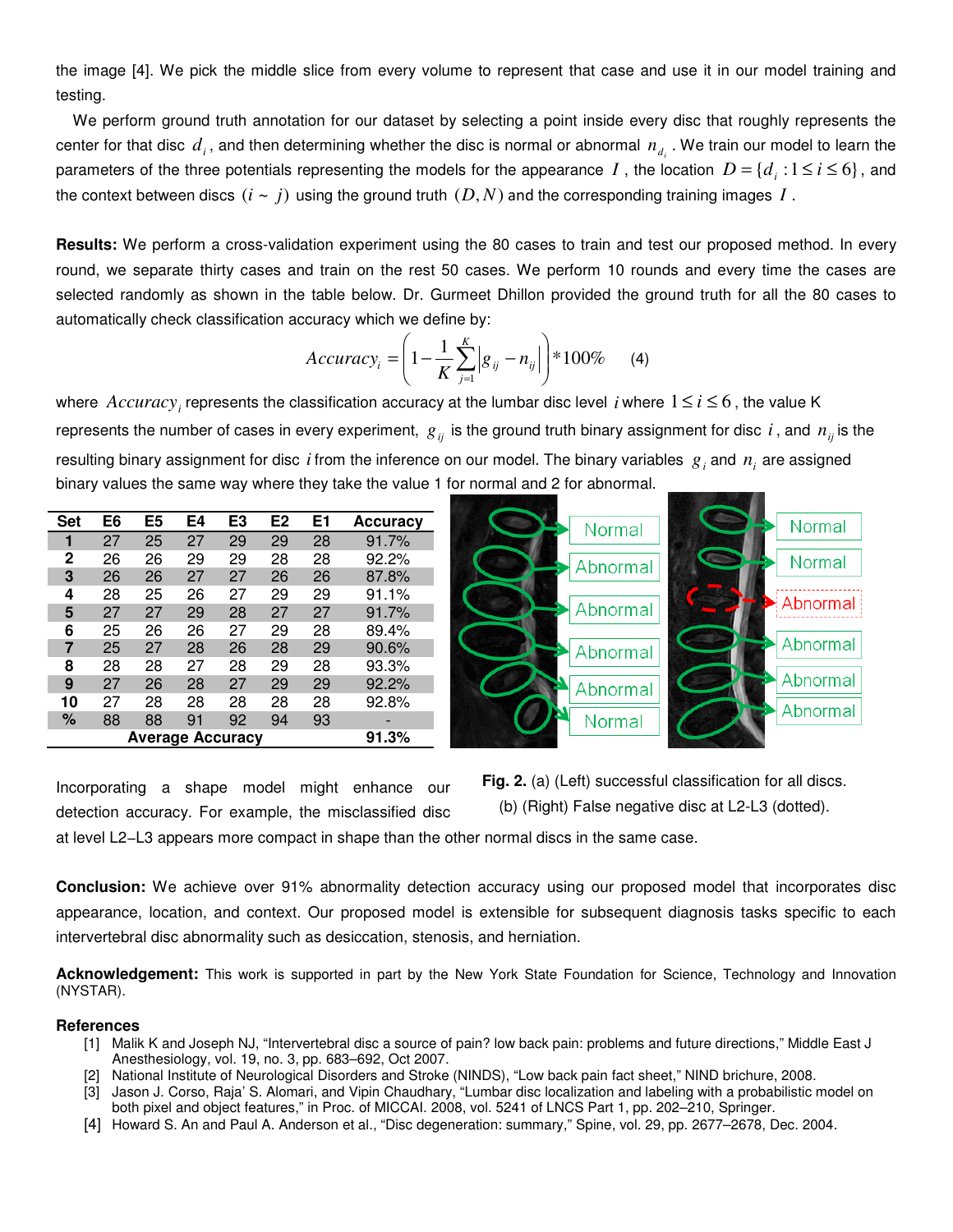the image [4]. We pick the middle slice from every volume to represent that case and use it in our model training and testing.

We perform ground truth annotation for our dataset by selecting a point inside every disc that roughly represents the center for that disc $d_i$, and then determining whether the disc is normal or abnormal $n_{d_i}$. We train our model to learn the parameters of the three potentials representing the models for the appearance $I$, the location $D = \{d_i : 1 \le i \le 6\}$, and the context between discs $(i \sim j)$ using the ground truth $(D, N)$ and the corresponding training images $I$.

**Results:** We perform a cross-validation experiment using the 80 cases to train and test our proposed method. In every round, we separate thirty cases and train on the rest 50 cases. We perform 10 rounds and every time the cases are selected randomly as shown in the table below. Dr. Gurmeet Dhillon provided the ground truth for all the 80 cases to automatically check classification accuracy which we define by:

$$Accuracy_i = \left(1 - \frac{1}{K}\sum_{j=1}^{K}\left|g_{ij} - n_{ij}\right|\right) * 100\% \qquad (4)$$

where $Accuracy_i$ represents the classification accuracy at the lumbar disc level $i$ where $1 \le i \le 6$, the value K represents the number of cases in every experiment, $g_{ij}$ is the ground truth binary assignment for disc $i$, and $n_{ij}$ is the resulting binary assignment for disc $i$ from the inference on our model. The binary variables $g_i$ and $n_i$ are assigned binary values the same way where they take the value 1 for normal and 2 for abnormal.

| Set | E6 | E5 | E4 | E3 | E2 | E1 | Accuracy |
|---|---|---|---|---|---|---|---|
| 1 | 27 | 25 | 27 | 29 | 29 | 28 | 91.7% |
| 2 | 26 | 26 | 29 | 29 | 28 | 28 | 92.2% |
| 3 | 26 | 26 | 27 | 27 | 26 | 26 | 87.8% |
| 4 | 28 | 25 | 26 | 27 | 29 | 29 | 91.1% |
| 5 | 27 | 27 | 29 | 28 | 27 | 27 | 91.7% |
| 6 | 25 | 26 | 26 | 27 | 29 | 28 | 89.4% |
| 7 | 25 | 27 | 28 | 26 | 28 | 29 | 90.6% |
| 8 | 28 | 28 | 27 | 28 | 29 | 28 | 93.3% |
| 9 | 27 | 26 | 28 | 27 | 29 | 29 | 92.2% |
| 10 | 27 | 28 | 28 | 28 | 28 | 28 | 92.8% |
| % | 88 | 88 | 91 | 92 | 94 | 93 | - |
| Average Accuracy | | | | | | | 91.3% |

Normal
Abnormal
Abnormal
Abnormal
Abnormal
Normal

Normal
Normal
Abnormal
Abnormal
Abnormal
Abnormal

**Fig. 2.** (a) (Left) successful classification for all discs. (b) (Right) False negative disc at L2-L3 (dotted).

Incorporating a shape model might enhance our detection accuracy. For example, the misclassified disc at level L2–L3 appears more compact in shape than the other normal discs in the same case.

**Conclusion:** We achieve over 91% abnormality detection accuracy using our proposed model that incorporates disc appearance, location, and context. Our proposed model is extensible for subsequent diagnosis tasks specific to each intervertebral disc abnormality such as desiccation, stenosis, and herniation.

**Acknowledgement:** This work is supported in part by the New York State Foundation for Science, Technology and Innovation (NYSTAR).

**References**

[1] Malik K and Joseph NJ, "Intervertebral disc a source of pain? low back pain: problems and future directions," Middle East J Anesthesiology, vol. 19, no. 3, pp. 683–692, Oct 2007.

[2] National Institute of Neurological Disorders and Stroke (NINDS), "Low back pain fact sheet," NIND brichure, 2008.

[3] Jason J. Corso, Raja' S. Alomari, and Vipin Chaudhary, "Lumbar disc localization and labeling with a probabilistic model on both pixel and object features," in Proc. of MICCAI. 2008, vol. 5241 of LNCS Part 1, pp. 202–210, Springer.

[4] Howard S. An and Paul A. Anderson et al., "Disc degeneration: summary," Spine, vol. 29, pp. 2677–2678, Dec. 2004.